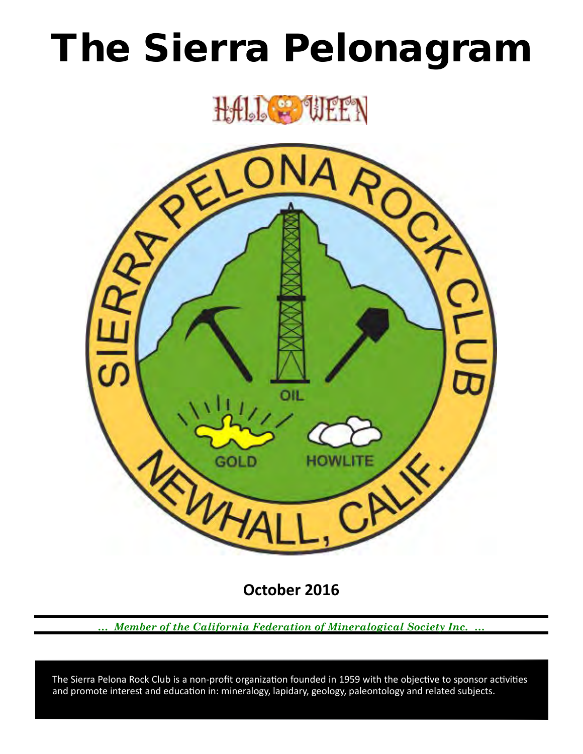# The Sierra Pelonagram

HALLOWEEN

SIERRA PELONA ROCK CLUB

OIL

GOLD

HOWLITE

NEWHALL, CALIF.

**October 2016**

*... Member of the California Federation of Mineralogical Society Inc. ...*

The Sierra Pelona Rock Club is a non-profit organization founded in 1959 with the objective to sponsor activities and promote interest and education in: mineralogy, lapidary, geology, paleontology and related subjects.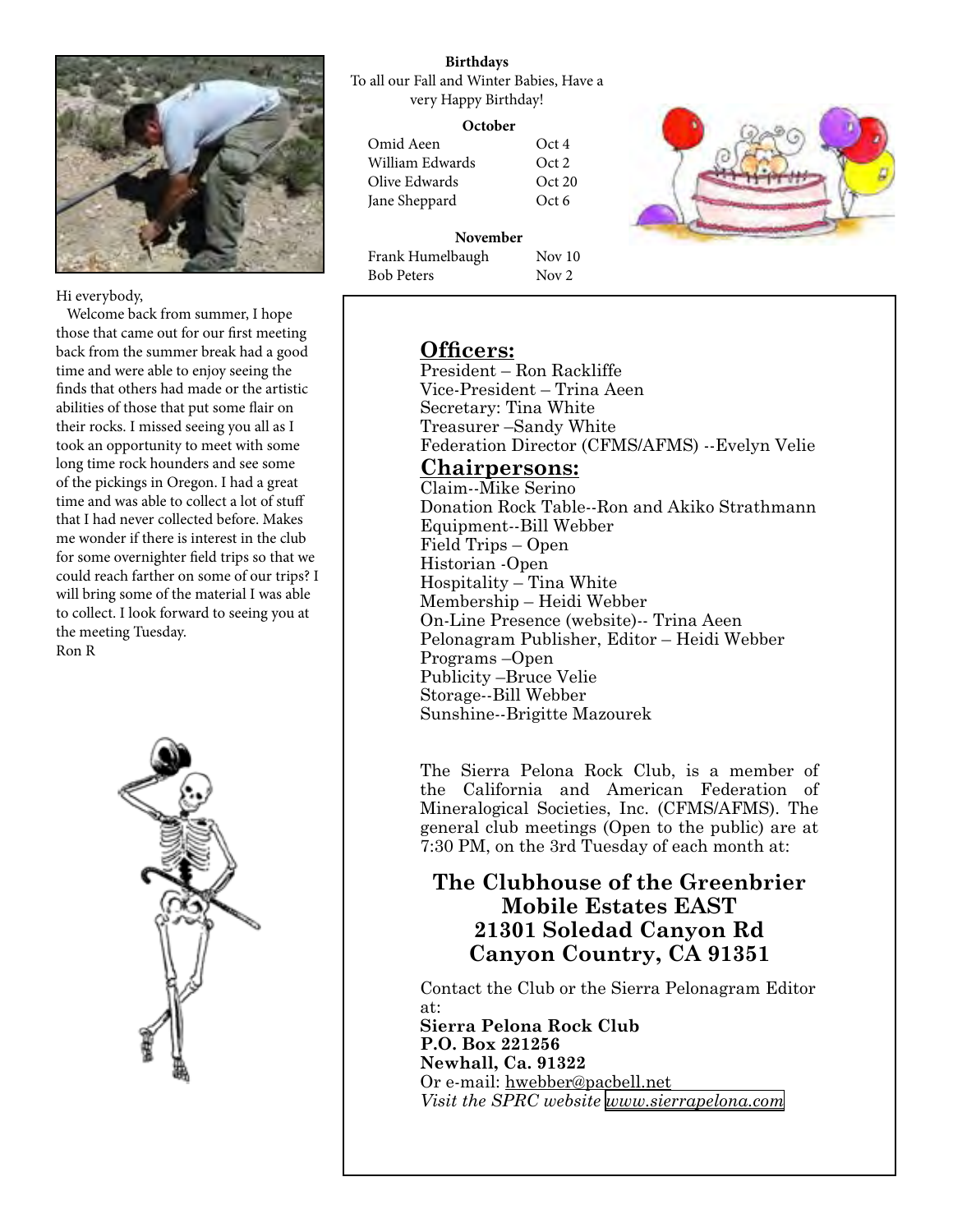Hi everybody,

Welcome back from summer, I hope those that came out for our first meeting back from the summer break had a good time and were able to enjoy seeing the finds that others had made or the artistic abilities of those that put some flair on their rocks. I missed seeing you all as I took an opportunity to meet with some long time rock hounders and see some of the pickings in Oregon. I had a great time and was able to collect a lot of stuff that I had never collected before. Makes me wonder if there is interest in the club for some overnighter field trips so that we could reach farther on some of our trips? I will bring some of the material I was able to collect. I look forward to seeing you at the meeting Tuesday.

Ron R

**Birthdays**

To all our Fall and Winter Babies, Have a very Happy Birthday!

**October**

| | |
|---|---|
| Omid Aeen | Oct 4 |
| William Edwards | Oct 2 |
| Olive Edwards | Oct 20 |
| Jane Sheppard | Oct 6 |

**November**

| | |
|---|---|
| Frank Humelbaugh | Nov 10 |
| Bob Peters | Nov 2 |

## Officers:

President – Ron Rackliffe
Vice-President – Trina Aeen
Secretary: Tina White
Treasurer –Sandy White
Federation Director (CFMS/AFMS) --Evelyn Velie

## Chairpersons:

Claim--Mike Serino
Donation Rock Table--Ron and Akiko Strathmann
Equipment--Bill Webber
Field Trips – Open
Historian -Open
Hospitality – Tina White
Membership – Heidi Webber
On-Line Presence (website)-- Trina Aeen
Pelonagram Publisher, Editor – Heidi Webber
Programs –Open
Publicity –Bruce Velie
Storage--Bill Webber
Sunshine--Brigitte Mazourek

The Sierra Pelona Rock Club, is a member of the California and American Federation of Mineralogical Societies, Inc. (CFMS/AFMS). The general club meetings (Open to the public) are at 7:30 PM, on the 3rd Tuesday of each month at:

**The Clubhouse of the Greenbrier Mobile Estates EAST**
**21301 Soledad Canyon Rd**
**Canyon Country, CA 91351**

Contact the Club or the Sierra Pelonagram Editor at:
**Sierra Pelona Rock Club**
**P.O. Box 221256**
**Newhall, Ca. 91322**
Or e-mail: hwebber@pacbell.net
*Visit the SPRC website www.sierrapelona.com*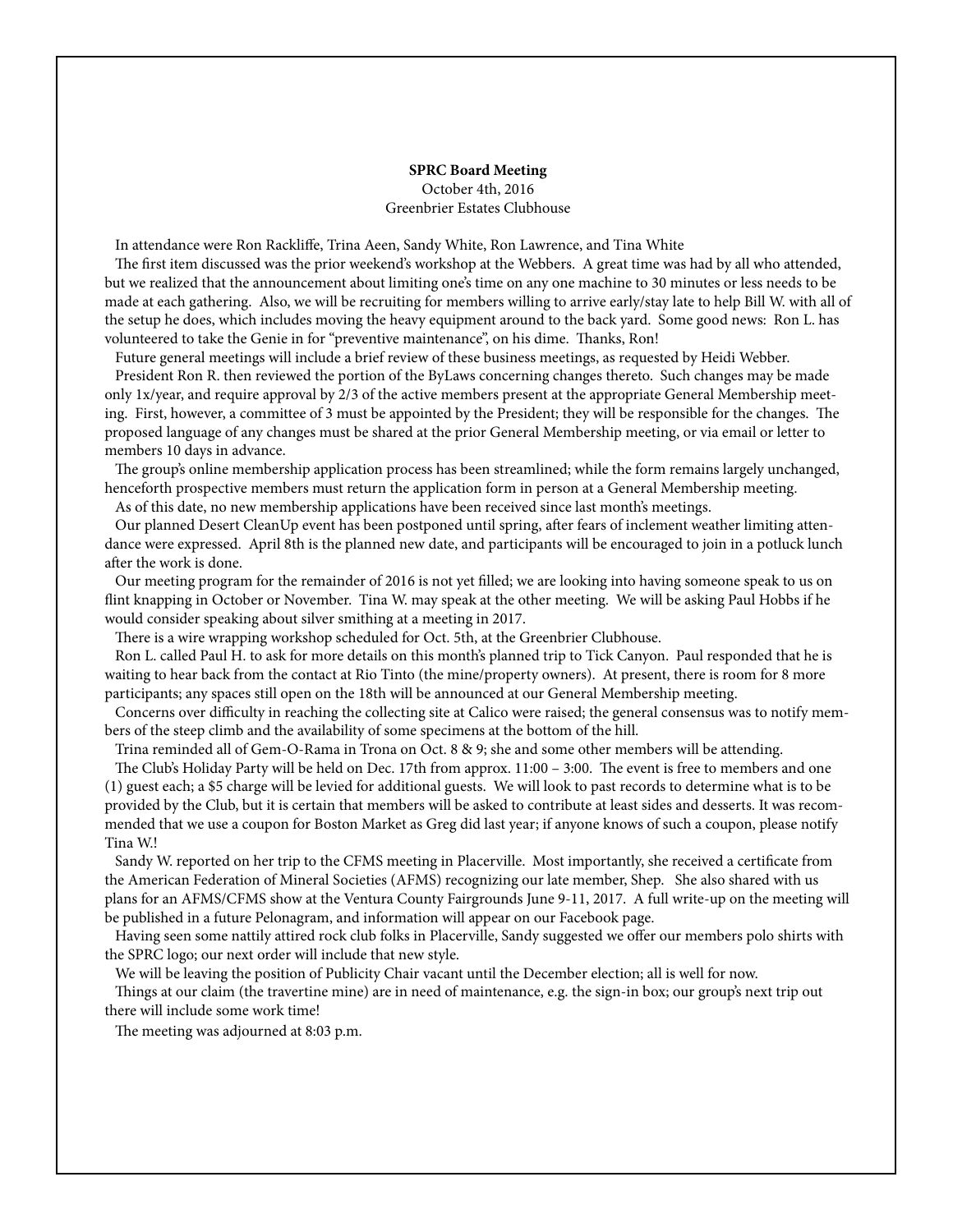**SPRC Board Meeting**

October 4th, 2016

Greenbrier Estates Clubhouse

In attendance were Ron Rackliffe, Trina Aeen, Sandy White, Ron Lawrence, and Tina White

The first item discussed was the prior weekend's workshop at the Webbers. A great time was had by all who attended, but we realized that the announcement about limiting one's time on any one machine to 30 minutes or less needs to be made at each gathering. Also, we will be recruiting for members willing to arrive early/stay late to help Bill W. with all of the setup he does, which includes moving the heavy equipment around to the back yard. Some good news: Ron L. has volunteered to take the Genie in for "preventive maintenance", on his dime. Thanks, Ron!

Future general meetings will include a brief review of these business meetings, as requested by Heidi Webber.

President Ron R. then reviewed the portion of the ByLaws concerning changes thereto. Such changes may be made only 1x/year, and require approval by 2/3 of the active members present at the appropriate General Membership meeting. First, however, a committee of 3 must be appointed by the President; they will be responsible for the changes. The proposed language of any changes must be shared at the prior General Membership meeting, or via email or letter to members 10 days in advance.

The group's online membership application process has been streamlined; while the form remains largely unchanged, henceforth prospective members must return the application form in person at a General Membership meeting.

As of this date, no new membership applications have been received since last month's meetings.

Our planned Desert CleanUp event has been postponed until spring, after fears of inclement weather limiting attendance were expressed. April 8th is the planned new date, and participants will be encouraged to join in a potluck lunch after the work is done.

Our meeting program for the remainder of 2016 is not yet filled; we are looking into having someone speak to us on flint knapping in October or November. Tina W. may speak at the other meeting. We will be asking Paul Hobbs if he would consider speaking about silver smithing at a meeting in 2017.

There is a wire wrapping workshop scheduled for Oct. 5th, at the Greenbrier Clubhouse.

Ron L. called Paul H. to ask for more details on this month's planned trip to Tick Canyon. Paul responded that he is waiting to hear back from the contact at Rio Tinto (the mine/property owners). At present, there is room for 8 more participants; any spaces still open on the 18th will be announced at our General Membership meeting.

Concerns over difficulty in reaching the collecting site at Calico were raised; the general consensus was to notify members of the steep climb and the availability of some specimens at the bottom of the hill.

Trina reminded all of Gem-O-Rama in Trona on Oct. 8 & 9; she and some other members will be attending.

The Club's Holiday Party will be held on Dec. 17th from approx. 11:00 – 3:00. The event is free to members and one (1) guest each; a $5 charge will be levied for additional guests. We will look to past records to determine what is to be provided by the Club, but it is certain that members will be asked to contribute at least sides and desserts. It was recommended that we use a coupon for Boston Market as Greg did last year; if anyone knows of such a coupon, please notify Tina W.!

Sandy W. reported on her trip to the CFMS meeting in Placerville. Most importantly, she received a certificate from the American Federation of Mineral Societies (AFMS) recognizing our late member, Shep. She also shared with us plans for an AFMS/CFMS show at the Ventura County Fairgrounds June 9-11, 2017. A full write-up on the meeting will be published in a future Pelonagram, and information will appear on our Facebook page.

Having seen some nattily attired rock club folks in Placerville, Sandy suggested we offer our members polo shirts with the SPRC logo; our next order will include that new style.

We will be leaving the position of Publicity Chair vacant until the December election; all is well for now.

Things at our claim (the travertine mine) are in need of maintenance, e.g. the sign-in box; our group's next trip out there will include some work time!

The meeting was adjourned at 8:03 p.m.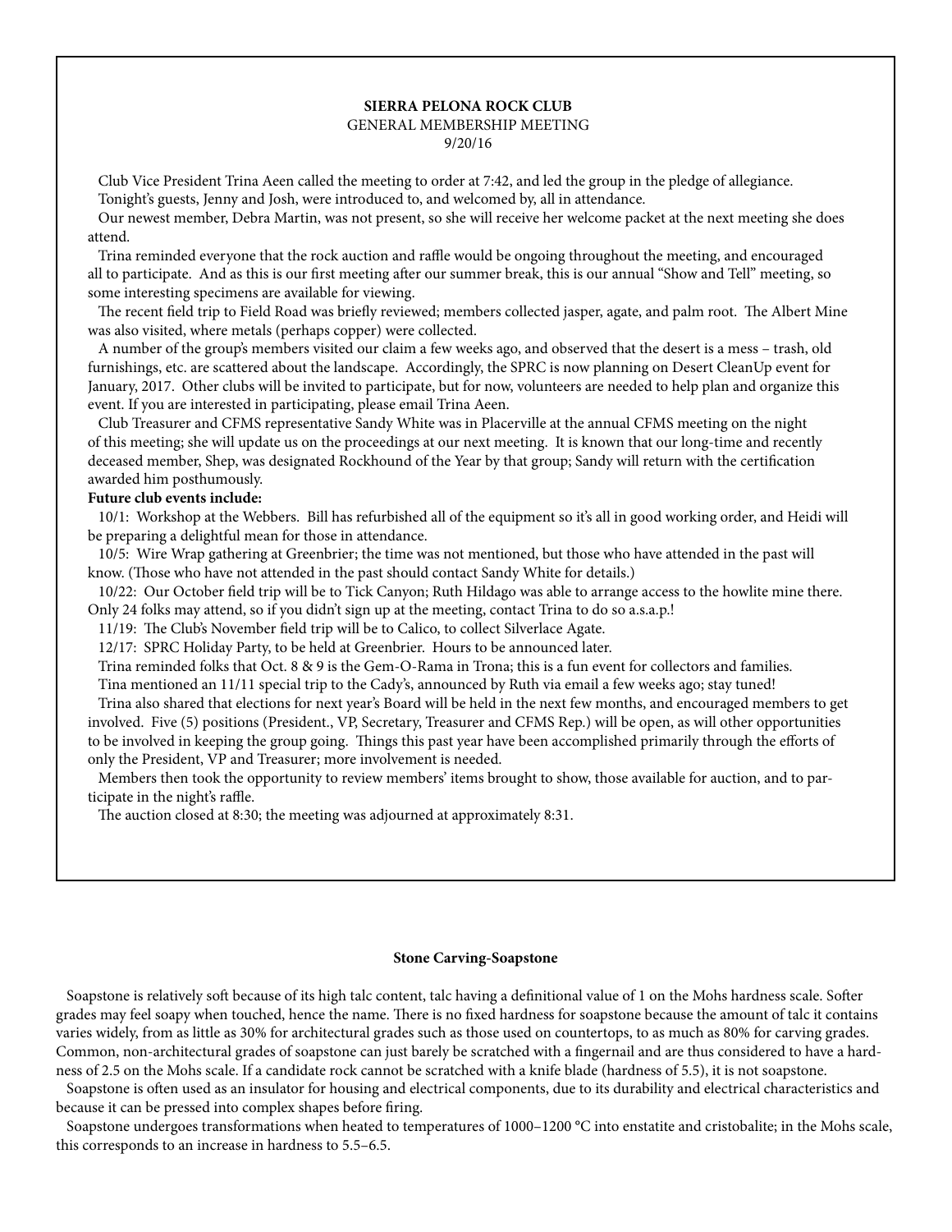**SIERRA PELONA ROCK CLUB**
GENERAL MEMBERSHIP MEETING
9/20/16

Club Vice President Trina Aeen called the meeting to order at 7:42, and led the group in the pledge of allegiance.

Tonight's guests, Jenny and Josh, were introduced to, and welcomed by, all in attendance.

Our newest member, Debra Martin, was not present, so she will receive her welcome packet at the next meeting she does attend.

Trina reminded everyone that the rock auction and raffle would be ongoing throughout the meeting, and encouraged all to participate. And as this is our first meeting after our summer break, this is our annual "Show and Tell" meeting, so some interesting specimens are available for viewing.

The recent field trip to Field Road was briefly reviewed; members collected jasper, agate, and palm root. The Albert Mine was also visited, where metals (perhaps copper) were collected.

A number of the group's members visited our claim a few weeks ago, and observed that the desert is a mess – trash, old furnishings, etc. are scattered about the landscape. Accordingly, the SPRC is now planning on Desert CleanUp event for January, 2017. Other clubs will be invited to participate, but for now, volunteers are needed to help plan and organize this event. If you are interested in participating, please email Trina Aeen.

Club Treasurer and CFMS representative Sandy White was in Placerville at the annual CFMS meeting on the night of this meeting; she will update us on the proceedings at our next meeting. It is known that our long-time and recently deceased member, Shep, was designated Rockhound of the Year by that group; Sandy will return with the certification awarded him posthumously.

**Future club events include:**

10/1: Workshop at the Webbers. Bill has refurbished all of the equipment so it's all in good working order, and Heidi will be preparing a delightful mean for those in attendance.

10/5: Wire Wrap gathering at Greenbrier; the time was not mentioned, but those who have attended in the past will know. (Those who have not attended in the past should contact Sandy White for details.)

10/22: Our October field trip will be to Tick Canyon; Ruth Hildago was able to arrange access to the howlite mine there. Only 24 folks may attend, so if you didn't sign up at the meeting, contact Trina to do so a.s.a.p.!

11/19: The Club's November field trip will be to Calico, to collect Silverlace Agate.

12/17: SPRC Holiday Party, to be held at Greenbrier. Hours to be announced later.

Trina reminded folks that Oct. 8 & 9 is the Gem-O-Rama in Trona; this is a fun event for collectors and families.

Tina mentioned an 11/11 special trip to the Cady's, announced by Ruth via email a few weeks ago; stay tuned!

Trina also shared that elections for next year's Board will be held in the next few months, and encouraged members to get involved. Five (5) positions (President., VP, Secretary, Treasurer and CFMS Rep.) will be open, as will other opportunities to be involved in keeping the group going. Things this past year have been accomplished primarily through the efforts of only the President, VP and Treasurer; more involvement is needed.

Members then took the opportunity to review members' items brought to show, those available for auction, and to participate in the night's raffle.

The auction closed at 8:30; the meeting was adjourned at approximately 8:31.

**Stone Carving-Soapstone**

Soapstone is relatively soft because of its high talc content, talc having a definitional value of 1 on the Mohs hardness scale. Softer grades may feel soapy when touched, hence the name. There is no fixed hardness for soapstone because the amount of talc it contains varies widely, from as little as 30% for architectural grades such as those used on countertops, to as much as 80% for carving grades. Common, non-architectural grades of soapstone can just barely be scratched with a fingernail and are thus considered to have a hardness of 2.5 on the Mohs scale. If a candidate rock cannot be scratched with a knife blade (hardness of 5.5), it is not soapstone.

Soapstone is often used as an insulator for housing and electrical components, due to its durability and electrical characteristics and because it can be pressed into complex shapes before firing.

Soapstone undergoes transformations when heated to temperatures of 1000–1200 °C into enstatite and cristobalite; in the Mohs scale, this corresponds to an increase in hardness to 5.5–6.5.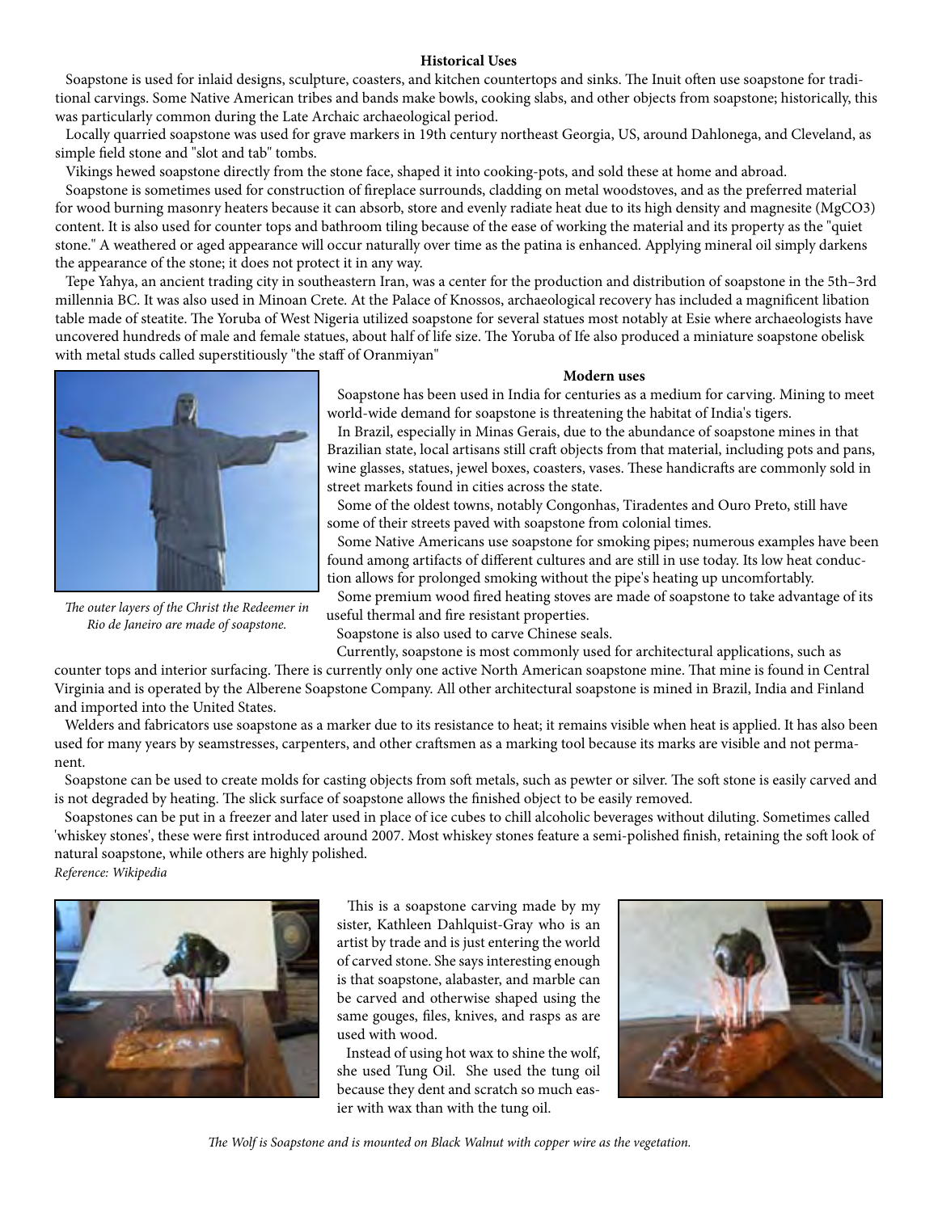### Historical Uses

Soapstone is used for inlaid designs, sculpture, coasters, and kitchen countertops and sinks. The Inuit often use soapstone for traditional carvings. Some Native American tribes and bands make bowls, cooking slabs, and other objects from soapstone; historically, this was particularly common during the Late Archaic archaeological period.

Locally quarried soapstone was used for grave markers in 19th century northeast Georgia, US, around Dahlonega, and Cleveland, as simple field stone and "slot and tab" tombs.

Vikings hewed soapstone directly from the stone face, shaped it into cooking-pots, and sold these at home and abroad.

Soapstone is sometimes used for construction of fireplace surrounds, cladding on metal woodstoves, and as the preferred material for wood burning masonry heaters because it can absorb, store and evenly radiate heat due to its high density and magnesite ($MgCO_3$) content. It is also used for counter tops and bathroom tiling because of the ease of working the material and its property as the "quiet stone." A weathered or aged appearance will occur naturally over time as the patina is enhanced. Applying mineral oil simply darkens the appearance of the stone; it does not protect it in any way.

Tepe Yahya, an ancient trading city in southeastern Iran, was a center for the production and distribution of soapstone in the 5th–3rd millennia BC. It was also used in Minoan Crete. At the Palace of Knossos, archaeological recovery has included a magnificent libation table made of steatite. The Yoruba of West Nigeria utilized soapstone for several statues most notably at Esie where archaeologists have uncovered hundreds of male and female statues, about half of life size. The Yoruba of Ife also produced a miniature soapstone obelisk with metal studs called superstitiously "the staff of Oranmiyan"

*The outer layers of the Christ the Redeemer in Rio de Janeiro are made of soapstone.*

### Modern uses

Soapstone has been used in India for centuries as a medium for carving. Mining to meet world-wide demand for soapstone is threatening the habitat of India's tigers.

In Brazil, especially in Minas Gerais, due to the abundance of soapstone mines in that Brazilian state, local artisans still craft objects from that material, including pots and pans, wine glasses, statues, jewel boxes, coasters, vases. These handicrafts are commonly sold in street markets found in cities across the state.

Some of the oldest towns, notably Congonhas, Tiradentes and Ouro Preto, still have some of their streets paved with soapstone from colonial times.

Some Native Americans use soapstone for smoking pipes; numerous examples have been found among artifacts of different cultures and are still in use today. Its low heat conduction allows for prolonged smoking without the pipe's heating up uncomfortably.

Some premium wood fired heating stoves are made of soapstone to take advantage of its useful thermal and fire resistant properties.

Soapstone is also used to carve Chinese seals.

Currently, soapstone is most commonly used for architectural applications, such as counter tops and interior surfacing. There is currently only one active North American soapstone mine. That mine is found in Central Virginia and is operated by the Alberene Soapstone Company. All other architectural soapstone is mined in Brazil, India and Finland and imported into the United States.

Welders and fabricators use soapstone as a marker due to its resistance to heat; it remains visible when heat is applied. It has also been used for many years by seamstresses, carpenters, and other craftsmen as a marking tool because its marks are visible and not permanent.

Soapstone can be used to create molds for casting objects from soft metals, such as pewter or silver. The soft stone is easily carved and is not degraded by heating. The slick surface of soapstone allows the finished object to be easily removed.

Soapstones can be put in a freezer and later used in place of ice cubes to chill alcoholic beverages without diluting. Sometimes called 'whiskey stones', these were first introduced around 2007. Most whiskey stones feature a semi-polished finish, retaining the soft look of natural soapstone, while others are highly polished.

*Reference: Wikipedia*

This is a soapstone carving made by my sister, Kathleen Dahlquist-Gray who is an artist by trade and is just entering the world of carved stone. She says interesting enough is that soapstone, alabaster, and marble can be carved and otherwise shaped using the same gouges, files, knives, and rasps as are used with wood.

Instead of using hot wax to shine the wolf, she used Tung Oil. She used the tung oil because they dent and scratch so much easier with wax than with the tung oil.

*The Wolf is Soapstone and is mounted on Black Walnut with copper wire as the vegetation.*